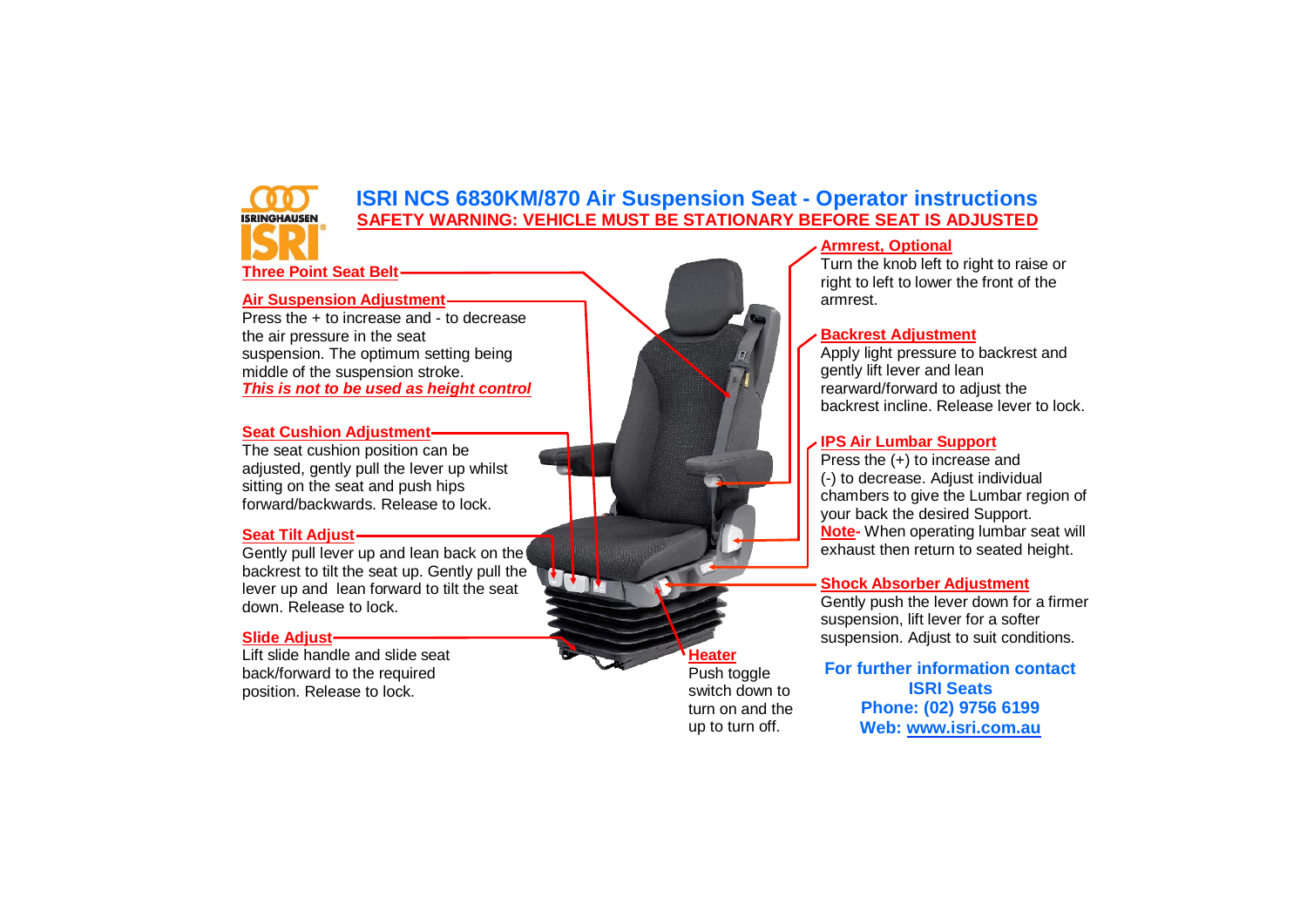ISRINGHAUSEN ISRI

# ISRI NCS 6830KM/870 Air Suspension Seat - Operator instructions

**SAFETY WARNING: VEHICLE MUST BE STATIONARY BEFORE SEAT IS ADJUSTED**

**Three Point Seat Belt**

**Air Suspension Adjustment**

Press the + to increase and - to decrease the air pressure in the seat suspension. The optimum setting being middle of the suspension stroke.
***This is not to be used as height control***

**Seat Cushion Adjustment**

The seat cushion position can be adjusted, gently pull the lever up whilst sitting on the seat and push hips forward/backwards. Release to lock.

**Seat Tilt Adjust**

Gently pull lever up and lean back on the backrest to tilt the seat up. Gently pull the lever up and lean forward to tilt the seat down. Release to lock.

**Slide Adjust**

Lift slide handle and slide seat back/forward to the required position. Release to lock.

**Heater**

Push toggle switch down to turn on and the up to turn off.

**Armrest, Optional**

Turn the knob left to right to raise or right to left to lower the front of the armrest.

**Backrest Adjustment**

Apply light pressure to backrest and gently lift lever and lean rearward/forward to adjust the backrest incline. Release lever to lock.

**IPS Air Lumbar Support**

Press the (+) to increase and (-) to decrease. Adjust individual chambers to give the Lumbar region of your back the desired Support.
**Note-** When operating lumbar seat will exhaust then return to seated height.

**Shock Absorber Adjustment**

Gently push the lever down for a firmer suspension, lift lever for a softer suspension. Adjust to suit conditions.

**For further information contact**
**ISRI Seats**
**Phone: (02) 9756 6199**
**Web: www.isri.com.au**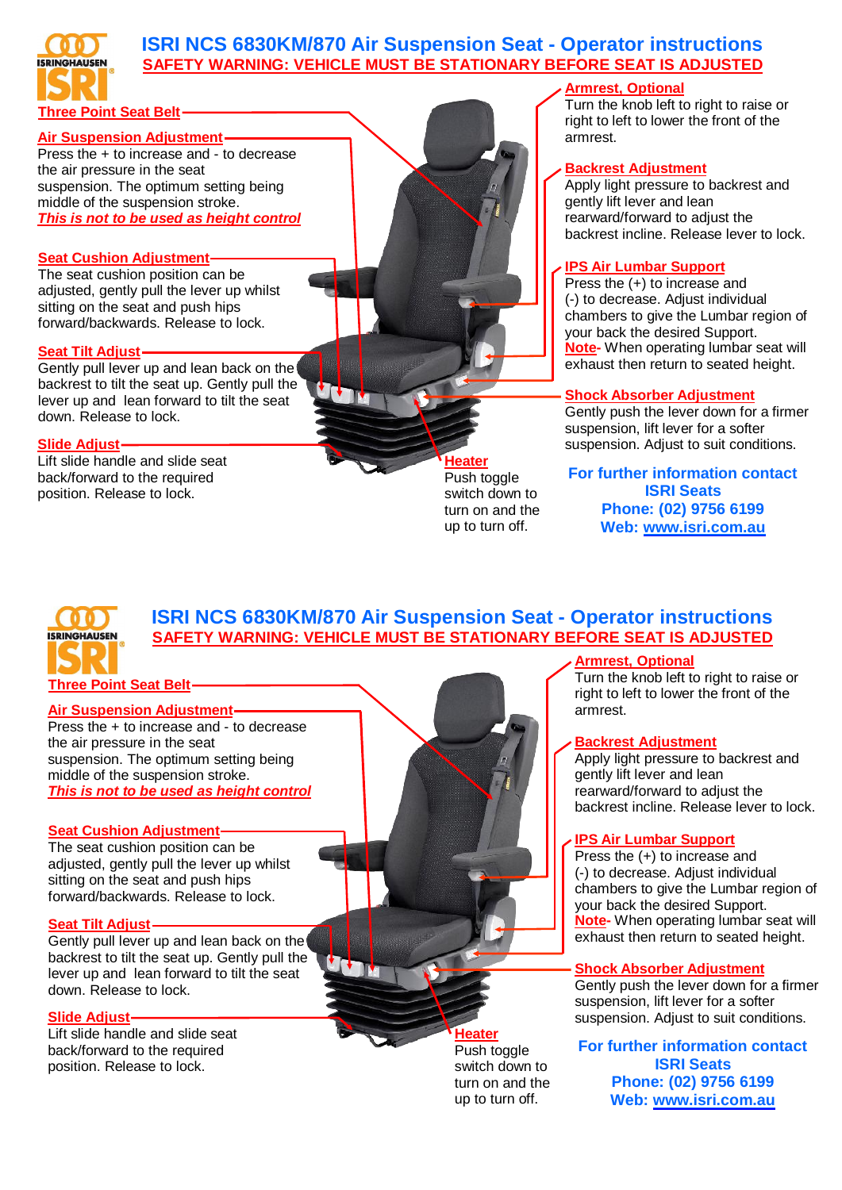# ISRI NCS 6830KM/870 Air Suspension Seat - Operator instructions

**SAFETY WARNING: VEHICLE MUST BE STATIONARY BEFORE SEAT IS ADJUSTED**

**Three Point Seat Belt**

**Air Suspension Adjustment**
Press the + to increase and - to decrease the air pressure in the seat suspension. The optimum setting being middle of the suspension stroke.
***This is not to be used as height control***

**Seat Cushion Adjustment**
The seat cushion position can be adjusted, gently pull the lever up whilst sitting on the seat and push hips forward/backwards. Release to lock.

**Seat Tilt Adjust**
Gently pull lever up and lean back on the backrest to tilt the seat up. Gently pull the lever up and lean forward to tilt the seat down. Release to lock.

**Slide Adjust**
Lift slide handle and slide seat back/forward to the required position. Release to lock.

**Heater**
Push toggle switch down to turn on and the up to turn off.

**Armrest, Optional**
Turn the knob left to right to raise or right to left to lower the front of the armrest.

**Backrest Adjustment**
Apply light pressure to backrest and gently lift lever and lean rearward/forward to adjust the backrest incline. Release lever to lock.

**IPS Air Lumbar Support**
Press the (+) to increase and (-) to decrease. Adjust individual chambers to give the Lumbar region of your back the desired Support.
**Note**- When operating lumbar seat will exhaust then return to seated height.

**Shock Absorber Adjustment**
Gently push the lever down for a firmer suspension, lift lever for a softer suspension. Adjust to suit conditions.

**For further information contact**
**ISRI Seats**
**Phone: (02) 9756 6199**
**Web: www.isri.com.au**

# ISRI NCS 6830KM/870 Air Suspension Seat - Operator instructions

**SAFETY WARNING: VEHICLE MUST BE STATIONARY BEFORE SEAT IS ADJUSTED**

**Three Point Seat Belt**

**Air Suspension Adjustment**
Press the + to increase and - to decrease the air pressure in the seat suspension. The optimum setting being middle of the suspension stroke.
***This is not to be used as height control***

**Seat Cushion Adjustment**
The seat cushion position can be adjusted, gently pull the lever up whilst sitting on the seat and push hips forward/backwards. Release to lock.

**Seat Tilt Adjust**
Gently pull lever up and lean back on the backrest to tilt the seat up. Gently pull the lever up and lean forward to tilt the seat down. Release to lock.

**Slide Adjust**
Lift slide handle and slide seat back/forward to the required position. Release to lock.

**Heater**
Push toggle switch down to turn on and the up to turn off.

**Armrest, Optional**
Turn the knob left to right to raise or right to left to lower the front of the armrest.

**Backrest Adjustment**
Apply light pressure to backrest and gently lift lever and lean rearward/forward to adjust the backrest incline. Release lever to lock.

**IPS Air Lumbar Support**
Press the (+) to increase and (-) to decrease. Adjust individual chambers to give the Lumbar region of your back the desired Support.
**Note**- When operating lumbar seat will exhaust then return to seated height.

**Shock Absorber Adjustment**
Gently push the lever down for a firmer suspension, lift lever for a softer suspension. Adjust to suit conditions.

**For further information contact**
**ISRI Seats**
**Phone: (02) 9756 6199**
**Web: www.isri.com.au**